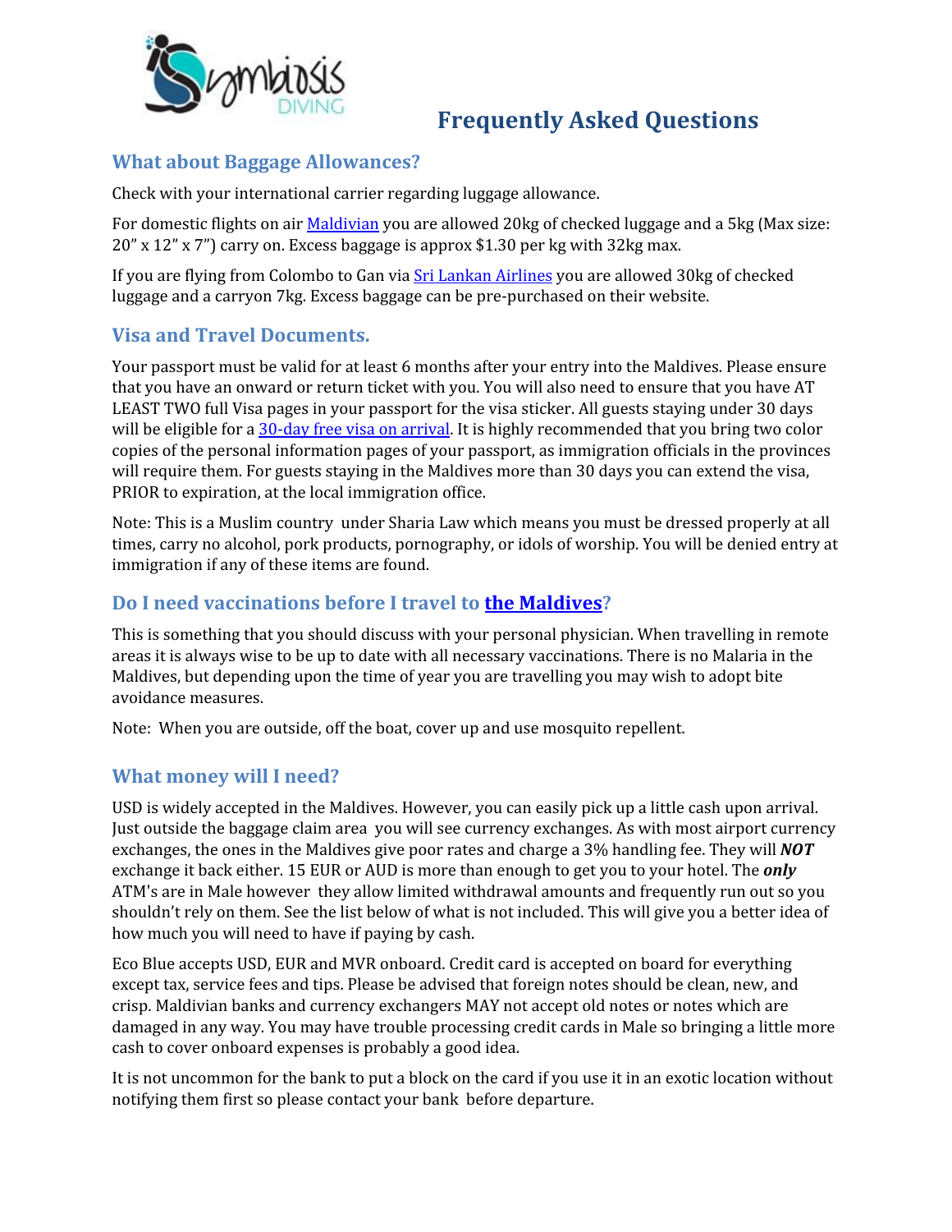# Frequently Asked Questions

## What about Baggage Allowances?

Check with your international carrier regarding luggage allowance.

For domestic flights on air Maldivian you are allowed 20kg of checked luggage and a 5kg (Max size: 20" x 12" x 7") carry on. Excess baggage is approx $1.30 per kg with 32kg max.

If you are flying from Colombo to Gan via Sri Lankan Airlines you are allowed 30kg of checked luggage and a carryon 7kg. Excess baggage can be pre-purchased on their website.

## Visa and Travel Documents.

Your passport must be valid for at least 6 months after your entry into the Maldives. Please ensure that you have an onward or return ticket with you. You will also need to ensure that you have AT LEAST TWO full Visa pages in your passport for the visa sticker. All guests staying under 30 days will be eligible for a 30-day free visa on arrival. It is highly recommended that you bring two color copies of the personal information pages of your passport, as immigration officials in the provinces will require them. For guests staying in the Maldives more than 30 days you can extend the visa, PRIOR to expiration, at the local immigration office.

Note: This is a Muslim country under Sharia Law which means you must be dressed properly at all times, carry no alcohol, pork products, pornography, or idols of worship. You will be denied entry at immigration if any of these items are found.

## Do I need vaccinations before I travel to the Maldives?

This is something that you should discuss with your personal physician. When travelling in remote areas it is always wise to be up to date with all necessary vaccinations. There is no Malaria in the Maldives, but depending upon the time of year you are travelling you may wish to adopt bite avoidance measures.

Note: When you are outside, off the boat, cover up and use mosquito repellent.

## What money will I need?

USD is widely accepted in the Maldives. However, you can easily pick up a little cash upon arrival. Just outside the baggage claim area you will see currency exchanges. As with most airport currency exchanges, the ones in the Maldives give poor rates and charge a 3% handling fee. They will ***NOT*** exchange it back either. 15 EUR or AUD is more than enough to get you to your hotel. The ***only*** ATM's are in Male however they allow limited withdrawal amounts and frequently run out so you shouldn't rely on them. See the list below of what is not included. This will give you a better idea of how much you will need to have if paying by cash.

Eco Blue accepts USD, EUR and MVR onboard. Credit card is accepted on board for everything except tax, service fees and tips. Please be advised that foreign notes should be clean, new, and crisp. Maldivian banks and currency exchangers MAY not accept old notes or notes which are damaged in any way. You may have trouble processing credit cards in Male so bringing a little more cash to cover onboard expenses is probably a good idea.

It is not uncommon for the bank to put a block on the card if you use it in an exotic location without notifying them first so please contact your bank before departure.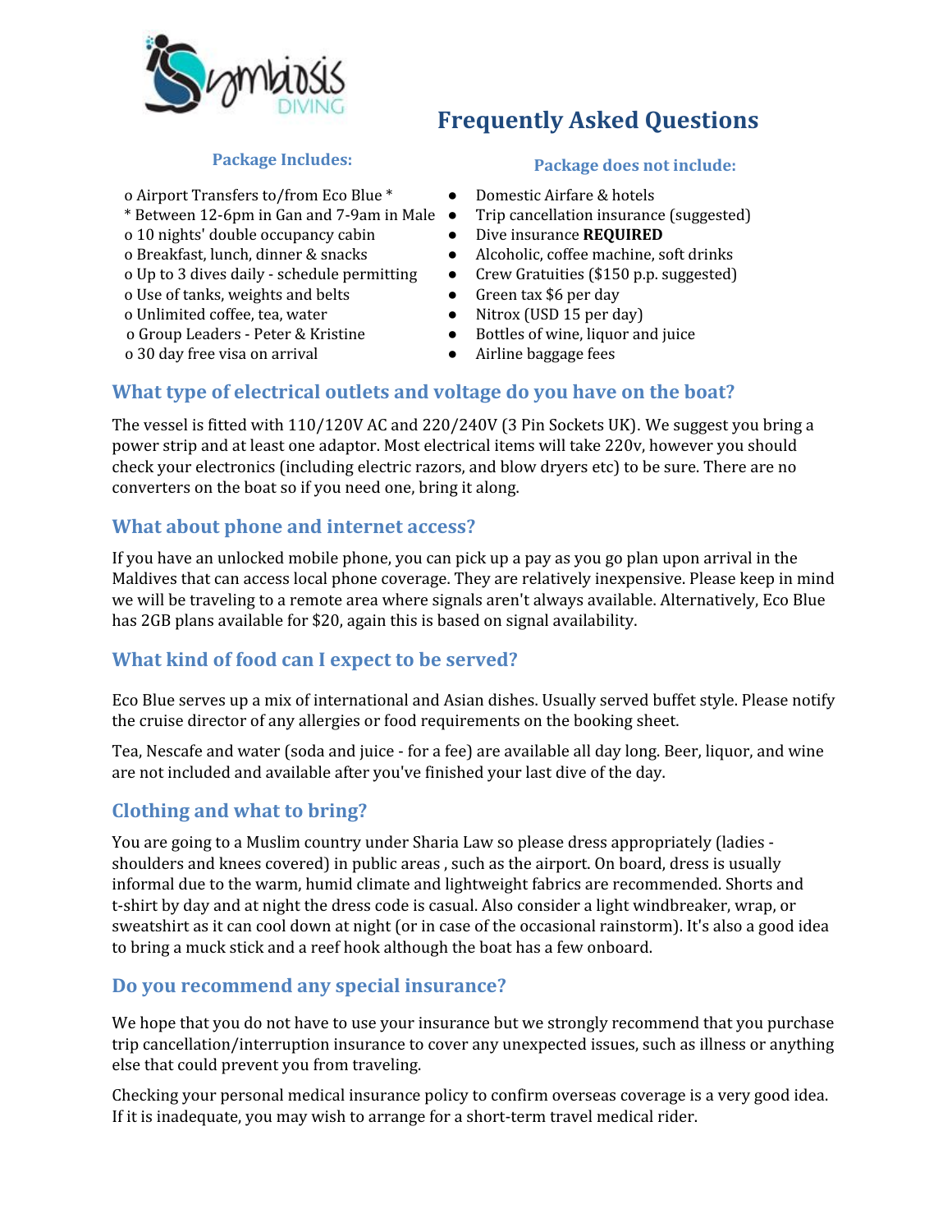# Frequently Asked Questions

### Package Includes:

- o Airport Transfers to/from Eco Blue *
  * Between 12-6pm in Gan and 7-9am in Male
- o 10 nights' double occupancy cabin
- o Breakfast, lunch, dinner & snacks
- o Up to 3 dives daily - schedule permitting
- o Use of tanks, weights and belts
- o Unlimited coffee, tea, water
- o Group Leaders - Peter & Kristine
- o 30 day free visa on arrival

### Package does not include:

- Domestic Airfare & hotels
- Trip cancellation insurance (suggested)
- Dive insurance **REQUIRED**
- Alcoholic, coffee machine, soft drinks
- Crew Gratuities ($150 p.p. suggested)
- Green tax $6 per day
- Nitrox (USD 15 per day)
- Bottles of wine, liquor and juice
- Airline baggage fees

## What type of electrical outlets and voltage do you have on the boat?

The vessel is fitted with 110/120V AC and 220/240V (3 Pin Sockets UK). We suggest you bring a power strip and at least one adaptor. Most electrical items will take 220v, however you should check your electronics (including electric razors, and blow dryers etc) to be sure. There are no converters on the boat so if you need one, bring it along.

## What about phone and internet access?

If you have an unlocked mobile phone, you can pick up a pay as you go plan upon arrival in the Maldives that can access local phone coverage. They are relatively inexpensive. Please keep in mind we will be traveling to a remote area where signals aren't always available. Alternatively, Eco Blue has 2GB plans available for $20, again this is based on signal availability.

## What kind of food can I expect to be served?

Eco Blue serves up a mix of international and Asian dishes. Usually served buffet style. Please notify the cruise director of any allergies or food requirements on the booking sheet.

Tea, Nescafe and water (soda and juice - for a fee) are available all day long. Beer, liquor, and wine are not included and available after you've finished your last dive of the day.

## Clothing and what to bring?

You are going to a Muslim country under Sharia Law so please dress appropriately (ladies - shoulders and knees covered) in public areas , such as the airport. On board, dress is usually informal due to the warm, humid climate and lightweight fabrics are recommended. Shorts and t-shirt by day and at night the dress code is casual. Also consider a light windbreaker, wrap, or sweatshirt as it can cool down at night (or in case of the occasional rainstorm). It's also a good idea to bring a muck stick and a reef hook although the boat has a few onboard.

## Do you recommend any special insurance?

We hope that you do not have to use your insurance but we strongly recommend that you purchase trip cancellation/interruption insurance to cover any unexpected issues, such as illness or anything else that could prevent you from traveling.

Checking your personal medical insurance policy to confirm overseas coverage is a very good idea. If it is inadequate, you may wish to arrange for a short-term travel medical rider.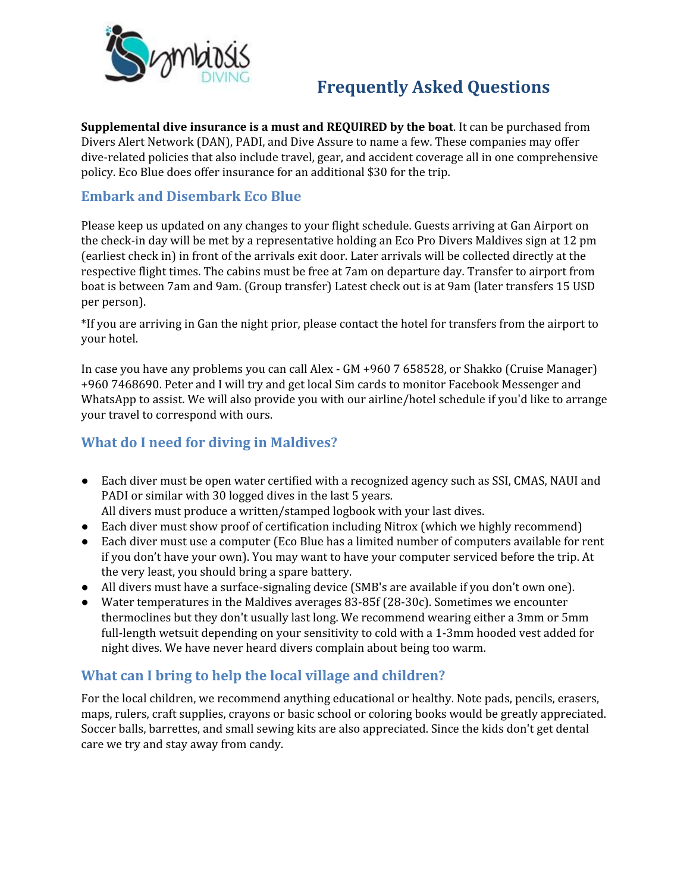# Frequently Asked Questions

**Supplemental dive insurance is a must and REQUIRED by the boat**. It can be purchased from Divers Alert Network (DAN), PADI, and Dive Assure to name a few. These companies may offer dive-related policies that also include travel, gear, and accident coverage all in one comprehensive policy. Eco Blue does offer insurance for an additional $30 for the trip.

## Embark and Disembark Eco Blue

Please keep us updated on any changes to your flight schedule. Guests arriving at Gan Airport on the check-in day will be met by a representative holding an Eco Pro Divers Maldives sign at 12 pm (earliest check in) in front of the arrivals exit door. Later arrivals will be collected directly at the respective flight times. The cabins must be free at 7am on departure day. Transfer to airport from boat is between 7am and 9am. (Group transfer) Latest check out is at 9am (later transfers 15 USD per person).

*If you are arriving in Gan the night prior, please contact the hotel for transfers from the airport to your hotel.

In case you have any problems you can call Alex - GM +960 7 658528, or Shakko (Cruise Manager) +960 7468690. Peter and I will try and get local Sim cards to monitor Facebook Messenger and WhatsApp to assist. We will also provide you with our airline/hotel schedule if you'd like to arrange your travel to correspond with ours.

## What do I need for diving in Maldives?

- Each diver must be open water certified with a recognized agency such as SSI, CMAS, NAUI and PADI or similar with 30 logged dives in the last 5 years.
  All divers must produce a written/stamped logbook with your last dives.
- Each diver must show proof of certification including Nitrox (which we highly recommend)
- Each diver must use a computer (Eco Blue has a limited number of computers available for rent if you don't have your own). You may want to have your computer serviced before the trip. At the very least, you should bring a spare battery.
- All divers must have a surface-signaling device (SMB's are available if you don't own one).
- Water temperatures in the Maldives averages 83-85f (28-30c). Sometimes we encounter thermoclines but they don't usually last long. We recommend wearing either a 3mm or 5mm full-length wetsuit depending on your sensitivity to cold with a 1-3mm hooded vest added for night dives. We have never heard divers complain about being too warm.

## What can I bring to help the local village and children?

For the local children, we recommend anything educational or healthy. Note pads, pencils, erasers, maps, rulers, craft supplies, crayons or basic school or coloring books would be greatly appreciated. Soccer balls, barrettes, and small sewing kits are also appreciated. Since the kids don't get dental care we try and stay away from candy.